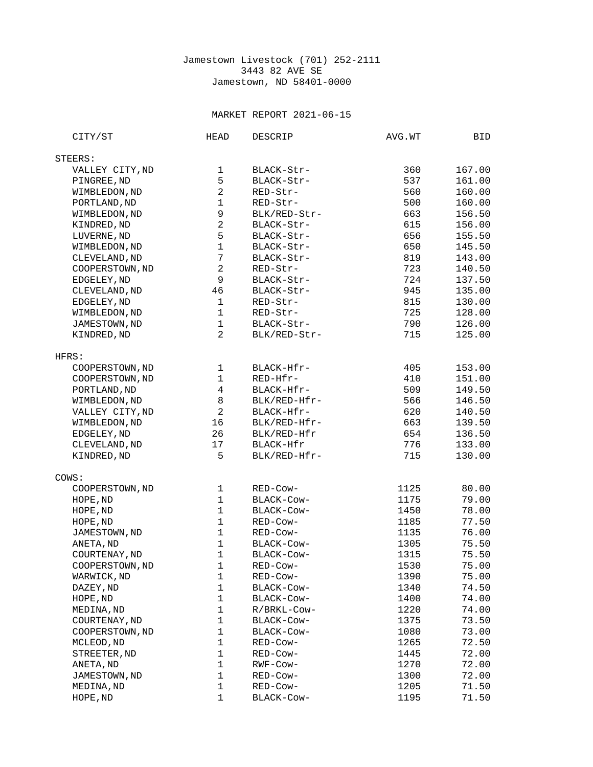Jamestown Livestock (701) 252-2111
3443 82 AVE SE
Jamestown, ND 58401-0000

MARKET REPORT 2021-06-15

| CITY/ST | HEAD | DESCRIP | AVG.WT | BID |
|---|---|---|---|---|
| **STEERS:** | | | | |
| VALLEY CITY,ND | 1 | BLACK-Str- | 360 | 167.00 |
| PINGREE,ND | 5 | BLACK-Str- | 537 | 161.00 |
| WIMBLEDON,ND | 2 | RED-Str- | 560 | 160.00 |
| PORTLAND,ND | 1 | RED-Str- | 500 | 160.00 |
| WIMBLEDON,ND | 9 | BLK/RED-Str- | 663 | 156.50 |
| KINDRED,ND | 2 | BLACK-Str- | 615 | 156.00 |
| LUVERNE,ND | 5 | BLACK-Str- | 656 | 155.50 |
| WIMBLEDON,ND | 1 | BLACK-Str- | 650 | 145.50 |
| CLEVELAND,ND | 7 | BLACK-Str- | 819 | 143.00 |
| COOPERSTOWN,ND | 2 | RED-Str- | 723 | 140.50 |
| EDGELEY,ND | 9 | BLACK-Str- | 724 | 137.50 |
| CLEVELAND,ND | 46 | BLACK-Str- | 945 | 135.00 |
| EDGELEY,ND | 1 | RED-Str- | 815 | 130.00 |
| WIMBLEDON,ND | 1 | RED-Str- | 725 | 128.00 |
| JAMESTOWN,ND | 1 | BLACK-Str- | 790 | 126.00 |
| KINDRED,ND | 2 | BLK/RED-Str- | 715 | 125.00 |
| **HFRS:** | | | | |
| COOPERSTOWN,ND | 1 | BLACK-Hfr- | 405 | 153.00 |
| COOPERSTOWN,ND | 1 | RED-Hfr- | 410 | 151.00 |
| PORTLAND,ND | 4 | BLACK-Hfr- | 509 | 149.50 |
| WIMBLEDON,ND | 8 | BLK/RED-Hfr- | 566 | 146.50 |
| VALLEY CITY,ND | 2 | BLACK-Hfr- | 620 | 140.50 |
| WIMBLEDON,ND | 16 | BLK/RED-Hfr- | 663 | 139.50 |
| EDGELEY,ND | 26 | BLK/RED-Hfr | 654 | 136.50 |
| CLEVELAND,ND | 17 | BLACK-Hfr | 776 | 133.00 |
| KINDRED,ND | 5 | BLK/RED-Hfr- | 715 | 130.00 |
| **COWS:** | | | | |
| COOPERSTOWN,ND | 1 | RED-Cow- | 1125 | 80.00 |
| HOPE,ND | 1 | BLACK-Cow- | 1175 | 79.00 |
| HOPE,ND | 1 | BLACK-Cow- | 1450 | 78.00 |
| HOPE,ND | 1 | RED-Cow- | 1185 | 77.50 |
| JAMESTOWN,ND | 1 | RED-Cow- | 1135 | 76.00 |
| ANETA,ND | 1 | BLACK-Cow- | 1305 | 75.50 |
| COURTENAY,ND | 1 | BLACK-Cow- | 1315 | 75.50 |
| COOPERSTOWN,ND | 1 | RED-Cow- | 1530 | 75.00 |
| WARWICK,ND | 1 | RED-Cow- | 1390 | 75.00 |
| DAZEY,ND | 1 | BLACK-Cow- | 1340 | 74.50 |
| HOPE,ND | 1 | BLACK-Cow- | 1400 | 74.00 |
| MEDINA,ND | 1 | R/BRKL-Cow- | 1220 | 74.00 |
| COURTENAY,ND | 1 | BLACK-Cow- | 1375 | 73.50 |
| COOPERSTOWN,ND | 1 | BLACK-Cow- | 1080 | 73.00 |
| MCLEOD,ND | 1 | RED-Cow- | 1265 | 72.50 |
| STREETER,ND | 1 | RED-Cow- | 1445 | 72.00 |
| ANETA,ND | 1 | RWF-Cow- | 1270 | 72.00 |
| JAMESTOWN,ND | 1 | RED-Cow- | 1300 | 72.00 |
| MEDINA,ND | 1 | RED-Cow- | 1205 | 71.50 |
| HOPE,ND | 1 | BLACK-Cow- | 1195 | 71.50 |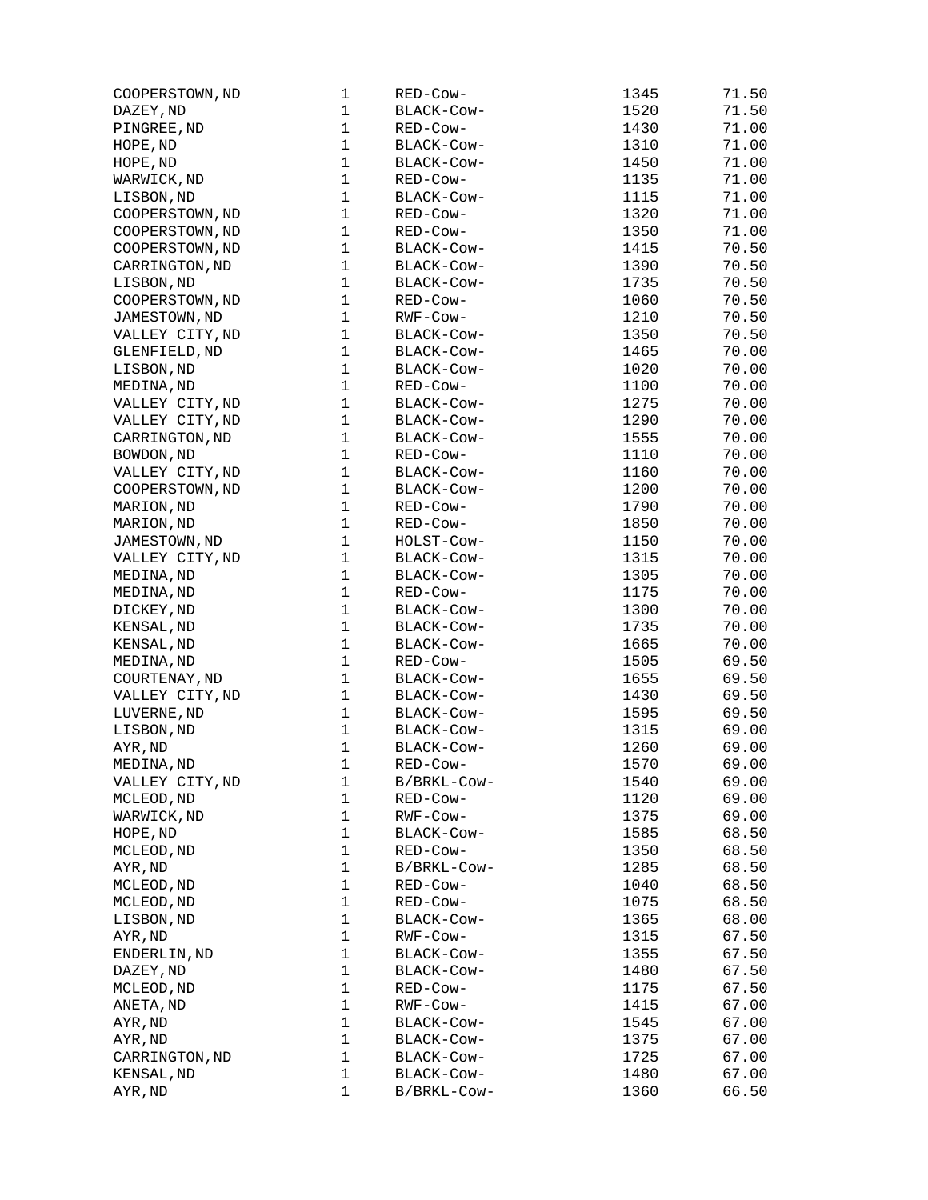| | | | | |
|---|---|---|---|---|
| COOPERSTOWN,ND | 1 | RED-Cow- | 1345 | 71.50 |
| DAZEY,ND | 1 | BLACK-Cow- | 1520 | 71.50 |
| PINGREE,ND | 1 | RED-Cow- | 1430 | 71.00 |
| HOPE,ND | 1 | BLACK-Cow- | 1310 | 71.00 |
| HOPE,ND | 1 | BLACK-Cow- | 1450 | 71.00 |
| WARWICK,ND | 1 | RED-Cow- | 1135 | 71.00 |
| LISBON,ND | 1 | BLACK-Cow- | 1115 | 71.00 |
| COOPERSTOWN,ND | 1 | RED-Cow- | 1320 | 71.00 |
| COOPERSTOWN,ND | 1 | RED-Cow- | 1350 | 71.00 |
| COOPERSTOWN,ND | 1 | BLACK-Cow- | 1415 | 70.50 |
| CARRINGTON,ND | 1 | BLACK-Cow- | 1390 | 70.50 |
| LISBON,ND | 1 | BLACK-Cow- | 1735 | 70.50 |
| COOPERSTOWN,ND | 1 | RED-Cow- | 1060 | 70.50 |
| JAMESTOWN,ND | 1 | RWF-Cow- | 1210 | 70.50 |
| VALLEY CITY,ND | 1 | BLACK-Cow- | 1350 | 70.50 |
| GLENFIELD,ND | 1 | BLACK-Cow- | 1465 | 70.00 |
| LISBON,ND | 1 | BLACK-Cow- | 1020 | 70.00 |
| MEDINA,ND | 1 | RED-Cow- | 1100 | 70.00 |
| VALLEY CITY,ND | 1 | BLACK-Cow- | 1275 | 70.00 |
| VALLEY CITY,ND | 1 | BLACK-Cow- | 1290 | 70.00 |
| CARRINGTON,ND | 1 | BLACK-Cow- | 1555 | 70.00 |
| BOWDON,ND | 1 | RED-Cow- | 1110 | 70.00 |
| VALLEY CITY,ND | 1 | BLACK-Cow- | 1160 | 70.00 |
| COOPERSTOWN,ND | 1 | BLACK-Cow- | 1200 | 70.00 |
| MARION,ND | 1 | RED-Cow- | 1790 | 70.00 |
| MARION,ND | 1 | RED-Cow- | 1850 | 70.00 |
| JAMESTOWN,ND | 1 | HOLST-Cow- | 1150 | 70.00 |
| VALLEY CITY,ND | 1 | BLACK-Cow- | 1315 | 70.00 |
| MEDINA,ND | 1 | BLACK-Cow- | 1305 | 70.00 |
| MEDINA,ND | 1 | RED-Cow- | 1175 | 70.00 |
| DICKEY,ND | 1 | BLACK-Cow- | 1300 | 70.00 |
| KENSAL,ND | 1 | BLACK-Cow- | 1735 | 70.00 |
| KENSAL,ND | 1 | BLACK-Cow- | 1665 | 70.00 |
| MEDINA,ND | 1 | RED-Cow- | 1505 | 69.50 |
| COURTENAY,ND | 1 | BLACK-Cow- | 1655 | 69.50 |
| VALLEY CITY,ND | 1 | BLACK-Cow- | 1430 | 69.50 |
| LUVERNE,ND | 1 | BLACK-Cow- | 1595 | 69.50 |
| LISBON,ND | 1 | BLACK-Cow- | 1315 | 69.00 |
| AYR,ND | 1 | BLACK-Cow- | 1260 | 69.00 |
| MEDINA,ND | 1 | RED-Cow- | 1570 | 69.00 |
| VALLEY CITY,ND | 1 | B/BRKL-Cow- | 1540 | 69.00 |
| MCLEOD,ND | 1 | RED-Cow- | 1120 | 69.00 |
| WARWICK,ND | 1 | RWF-Cow- | 1375 | 69.00 |
| HOPE,ND | 1 | BLACK-Cow- | 1585 | 68.50 |
| MCLEOD,ND | 1 | RED-Cow- | 1350 | 68.50 |
| AYR,ND | 1 | B/BRKL-Cow- | 1285 | 68.50 |
| MCLEOD,ND | 1 | RED-Cow- | 1040 | 68.50 |
| MCLEOD,ND | 1 | RED-Cow- | 1075 | 68.50 |
| LISBON,ND | 1 | BLACK-Cow- | 1365 | 68.00 |
| AYR,ND | 1 | RWF-Cow- | 1315 | 67.50 |
| ENDERLIN,ND | 1 | BLACK-Cow- | 1355 | 67.50 |
| DAZEY,ND | 1 | BLACK-Cow- | 1480 | 67.50 |
| MCLEOD,ND | 1 | RED-Cow- | 1175 | 67.50 |
| ANETA,ND | 1 | RWF-Cow- | 1415 | 67.00 |
| AYR,ND | 1 | BLACK-Cow- | 1545 | 67.00 |
| AYR,ND | 1 | BLACK-Cow- | 1375 | 67.00 |
| CARRINGTON,ND | 1 | BLACK-Cow- | 1725 | 67.00 |
| KENSAL,ND | 1 | BLACK-Cow- | 1480 | 67.00 |
| AYR,ND | 1 | B/BRKL-Cow- | 1360 | 66.50 |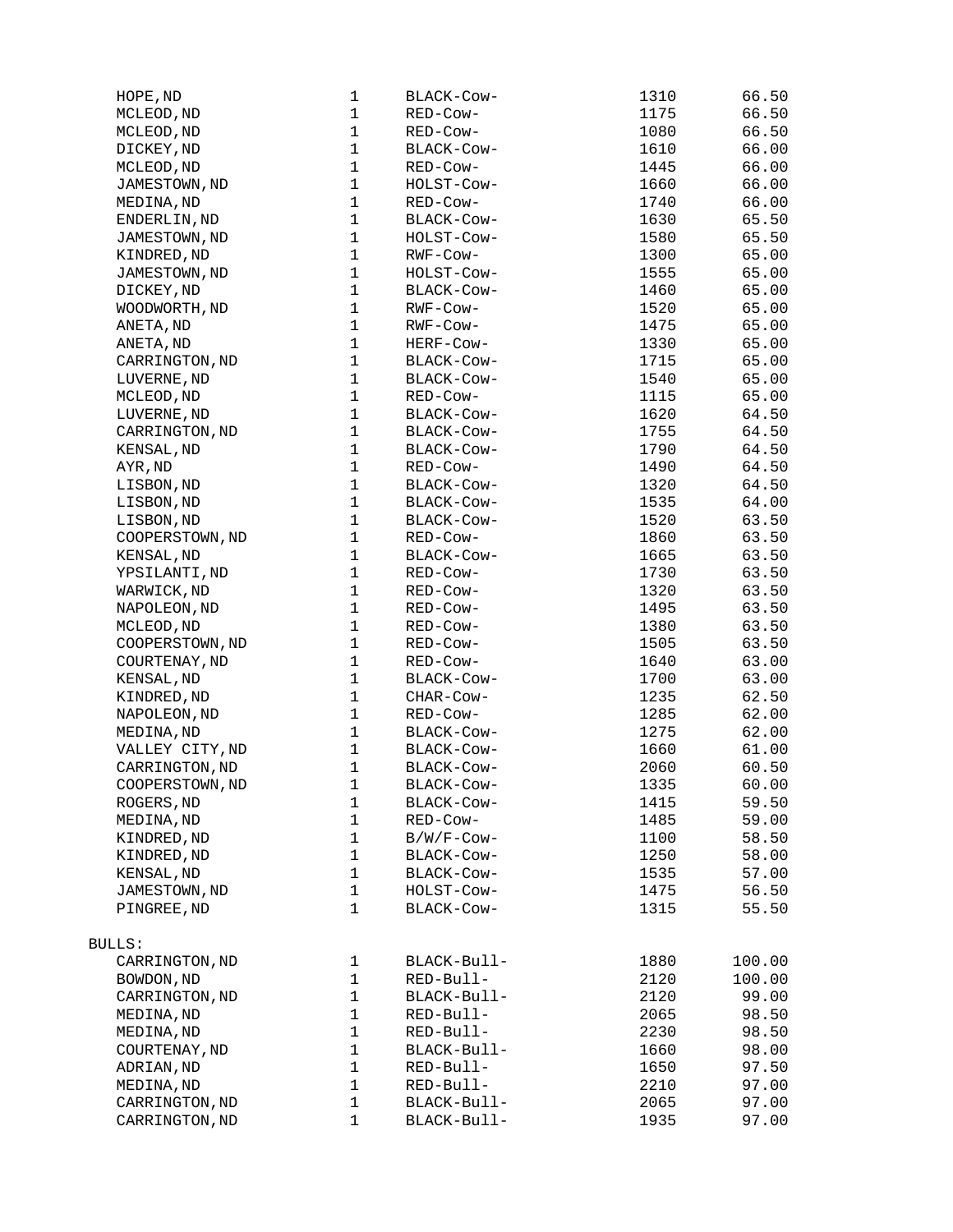| | | | | |
|---|---|---|---|---|
| HOPE,ND | 1 | BLACK-Cow- | 1310 | 66.50 |
| MCLEOD,ND | 1 | RED-Cow- | 1175 | 66.50 |
| MCLEOD,ND | 1 | RED-Cow- | 1080 | 66.50 |
| DICKEY,ND | 1 | BLACK-Cow- | 1610 | 66.00 |
| MCLEOD,ND | 1 | RED-Cow- | 1445 | 66.00 |
| JAMESTOWN,ND | 1 | HOLST-Cow- | 1660 | 66.00 |
| MEDINA,ND | 1 | RED-Cow- | 1740 | 66.00 |
| ENDERLIN,ND | 1 | BLACK-Cow- | 1630 | 65.50 |
| JAMESTOWN,ND | 1 | HOLST-Cow- | 1580 | 65.50 |
| KINDRED,ND | 1 | RWF-Cow- | 1300 | 65.00 |
| JAMESTOWN,ND | 1 | HOLST-Cow- | 1555 | 65.00 |
| DICKEY,ND | 1 | BLACK-Cow- | 1460 | 65.00 |
| WOODWORTH,ND | 1 | RWF-Cow- | 1520 | 65.00 |
| ANETA,ND | 1 | RWF-Cow- | 1475 | 65.00 |
| ANETA,ND | 1 | HERF-Cow- | 1330 | 65.00 |
| CARRINGTON,ND | 1 | BLACK-Cow- | 1715 | 65.00 |
| LUVERNE,ND | 1 | BLACK-Cow- | 1540 | 65.00 |
| MCLEOD,ND | 1 | RED-Cow- | 1115 | 65.00 |
| LUVERNE,ND | 1 | BLACK-Cow- | 1620 | 64.50 |
| CARRINGTON,ND | 1 | BLACK-Cow- | 1755 | 64.50 |
| KENSAL,ND | 1 | BLACK-Cow- | 1790 | 64.50 |
| AYR,ND | 1 | RED-Cow- | 1490 | 64.50 |
| LISBON,ND | 1 | BLACK-Cow- | 1320 | 64.50 |
| LISBON,ND | 1 | BLACK-Cow- | 1535 | 64.00 |
| LISBON,ND | 1 | BLACK-Cow- | 1520 | 63.50 |
| COOPERSTOWN,ND | 1 | RED-Cow- | 1860 | 63.50 |
| KENSAL,ND | 1 | BLACK-Cow- | 1665 | 63.50 |
| YPSILANTI,ND | 1 | RED-Cow- | 1730 | 63.50 |
| WARWICK,ND | 1 | RED-Cow- | 1320 | 63.50 |
| NAPOLEON,ND | 1 | RED-Cow- | 1495 | 63.50 |
| MCLEOD,ND | 1 | RED-Cow- | 1380 | 63.50 |
| COOPERSTOWN,ND | 1 | RED-Cow- | 1505 | 63.50 |
| COURTENAY,ND | 1 | RED-Cow- | 1640 | 63.00 |
| KENSAL,ND | 1 | BLACK-Cow- | 1700 | 63.00 |
| KINDRED,ND | 1 | CHAR-Cow- | 1235 | 62.50 |
| NAPOLEON,ND | 1 | RED-Cow- | 1285 | 62.00 |
| MEDINA,ND | 1 | BLACK-Cow- | 1275 | 62.00 |
| VALLEY CITY,ND | 1 | BLACK-Cow- | 1660 | 61.00 |
| CARRINGTON,ND | 1 | BLACK-Cow- | 2060 | 60.50 |
| COOPERSTOWN,ND | 1 | BLACK-Cow- | 1335 | 60.00 |
| ROGERS,ND | 1 | BLACK-Cow- | 1415 | 59.50 |
| MEDINA,ND | 1 | RED-Cow- | 1485 | 59.00 |
| KINDRED,ND | 1 | B/W/F-Cow- | 1100 | 58.50 |
| KINDRED,ND | 1 | BLACK-Cow- | 1250 | 58.00 |
| KENSAL,ND | 1 | BLACK-Cow- | 1535 | 57.00 |
| JAMESTOWN,ND | 1 | HOLST-Cow- | 1475 | 56.50 |
| PINGREE,ND | 1 | BLACK-Cow- | 1315 | 55.50 |

BULLS:

| | | | | |
|---|---|---|---|---|
| CARRINGTON,ND | 1 | BLACK-Bull- | 1880 | 100.00 |
| BOWDON,ND | 1 | RED-Bull- | 2120 | 100.00 |
| CARRINGTON,ND | 1 | BLACK-Bull- | 2120 | 99.00 |
| MEDINA,ND | 1 | RED-Bull- | 2065 | 98.50 |
| MEDINA,ND | 1 | RED-Bull- | 2230 | 98.50 |
| COURTENAY,ND | 1 | BLACK-Bull- | 1660 | 98.00 |
| ADRIAN,ND | 1 | RED-Bull- | 1650 | 97.50 |
| MEDINA,ND | 1 | RED-Bull- | 2210 | 97.00 |
| CARRINGTON,ND | 1 | BLACK-Bull- | 2065 | 97.00 |
| CARRINGTON,ND | 1 | BLACK-Bull- | 1935 | 97.00 |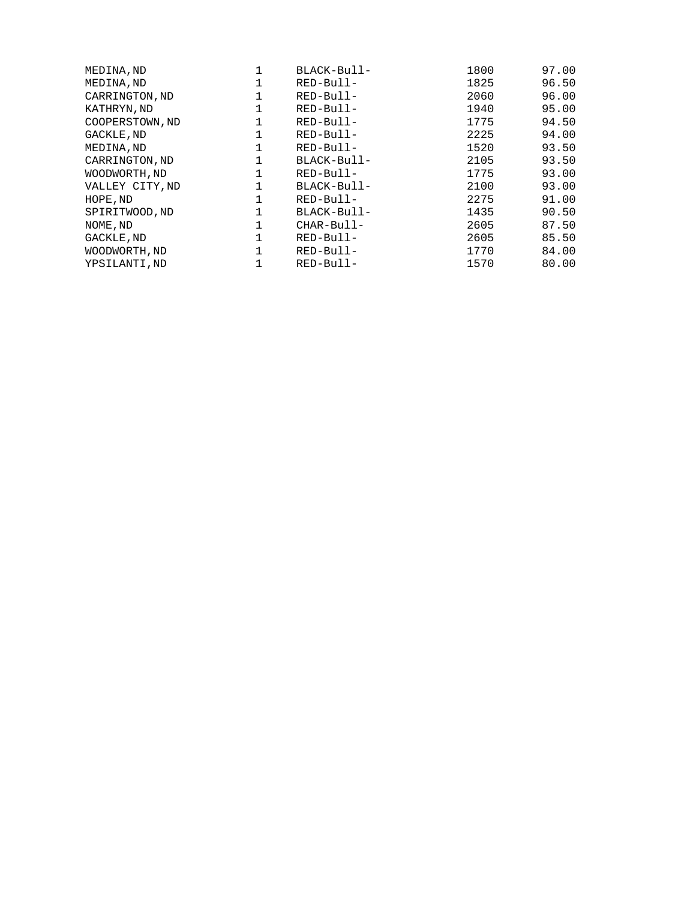| | | | | |
|---|---|---|---|---|
| MEDINA,ND | 1 | BLACK-Bull- | 1800 | 97.00 |
| MEDINA,ND | 1 | RED-Bull- | 1825 | 96.50 |
| CARRINGTON,ND | 1 | RED-Bull- | 2060 | 96.00 |
| KATHRYN,ND | 1 | RED-Bull- | 1940 | 95.00 |
| COOPERSTOWN,ND | 1 | RED-Bull- | 1775 | 94.50 |
| GACKLE,ND | 1 | RED-Bull- | 2225 | 94.00 |
| MEDINA,ND | 1 | RED-Bull- | 1520 | 93.50 |
| CARRINGTON,ND | 1 | BLACK-Bull- | 2105 | 93.50 |
| WOODWORTH,ND | 1 | RED-Bull- | 1775 | 93.00 |
| VALLEY CITY,ND | 1 | BLACK-Bull- | 2100 | 93.00 |
| HOPE,ND | 1 | RED-Bull- | 2275 | 91.00 |
| SPIRITWOOD,ND | 1 | BLACK-Bull- | 1435 | 90.50 |
| NOME,ND | 1 | CHAR-Bull- | 2605 | 87.50 |
| GACKLE,ND | 1 | RED-Bull- | 2605 | 85.50 |
| WOODWORTH,ND | 1 | RED-Bull- | 1770 | 84.00 |
| YPSILANTI,ND | 1 | RED-Bull- | 1570 | 80.00 |